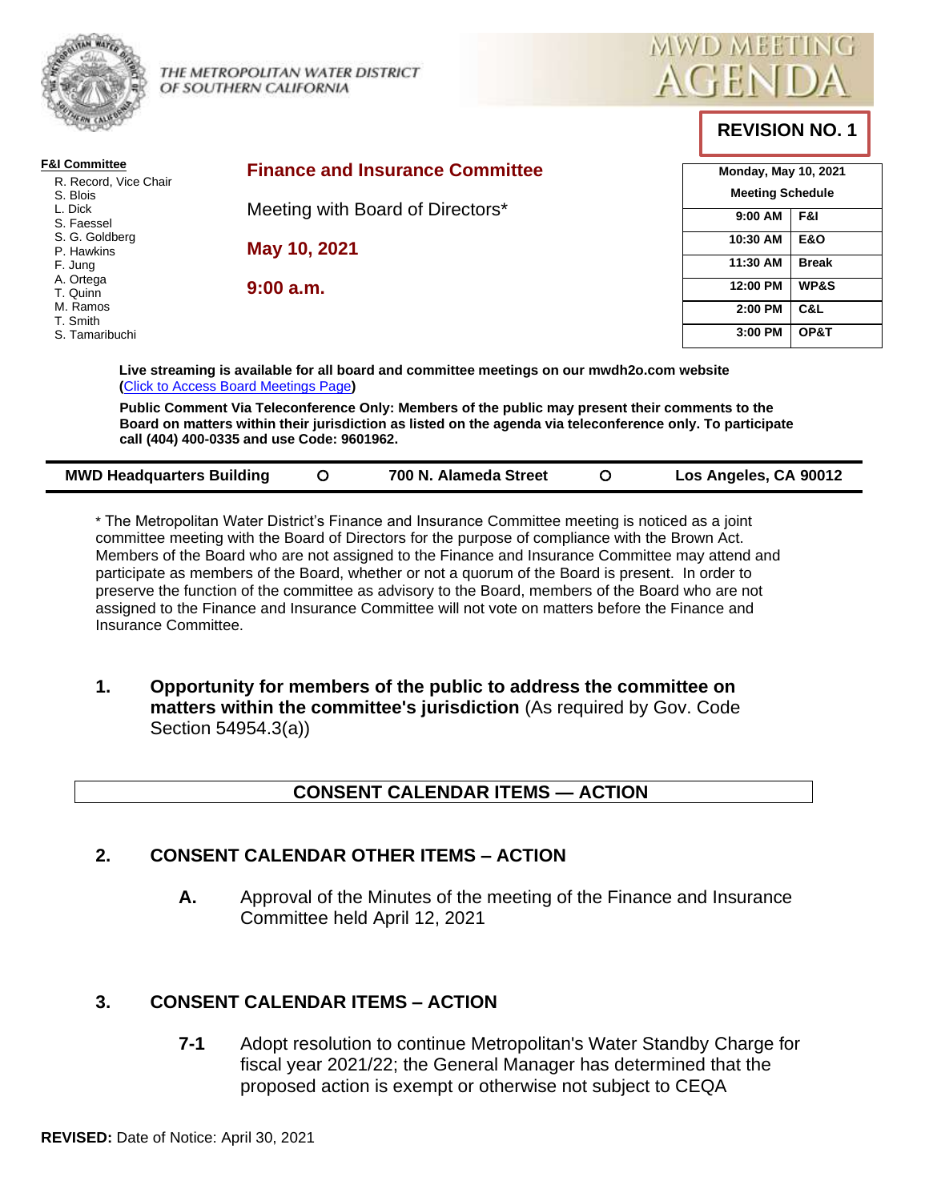THE METROPOLITAN WATER DISTRICT OF SOUTHERN CALIFORNIA

# MWD MEETING AGENDA

**REVISION NO. 1**

**F&I Committee**

- R. Record, Vice Chair
- S. Blois
- L. Dick
- S. Faessel
- S. G. Goldberg
- P. Hawkins
- F. Jung
- A. Ortega
- T. Quinn
- M. Ramos
- T. Smith
- S. Tamaributchi

## Finance and Insurance Committee

Meeting with Board of Directors*

**May 10, 2021**

**9:00 a.m.**

| Monday, May 10, 2021 Meeting Schedule | |
|---|---|
| 9:00 AM | F&I |
| 10:30 AM | E&O |
| 11:30 AM | Break |
| 12:00 PM | WP&S |
| 2:00 PM | C&L |
| 3:00 PM | OP&T |

**Live streaming is available for all board and committee meetings on our mwdh2o.com website (Click to Access Board Meetings Page)**

**Public Comment Via Teleconference Only: Members of the public may present their comments to the Board on matters within their jurisdiction as listed on the agenda via teleconference only. To participate call (404) 400-0335 and use Code: 9601962.**

**MWD Headquarters Building ○ 700 N. Alameda Street ○ Los Angeles, CA 90012**

\* The Metropolitan Water District's Finance and Insurance Committee meeting is noticed as a joint committee meeting with the Board of Directors for the purpose of compliance with the Brown Act. Members of the Board who are not assigned to the Finance and Insurance Committee may attend and participate as members of the Board, whether or not a quorum of the Board is present. In order to preserve the function of the committee as advisory to the Board, members of the Board who are not assigned to the Finance and Insurance Committee will not vote on matters before the Finance and Insurance Committee.

**1. Opportunity for members of the public to address the committee on matters within the committee's jurisdiction** (As required by Gov. Code Section 54954.3(a))

## CONSENT CALENDAR ITEMS — ACTION

### 2. CONSENT CALENDAR OTHER ITEMS – ACTION

**A.** Approval of the Minutes of the meeting of the Finance and Insurance Committee held April 12, 2021

### 3. CONSENT CALENDAR ITEMS – ACTION

**7-1** Adopt resolution to continue Metropolitan's Water Standby Charge for fiscal year 2021/22; the General Manager has determined that the proposed action is exempt or otherwise not subject to CEQA

**REVISED:** Date of Notice: April 30, 2021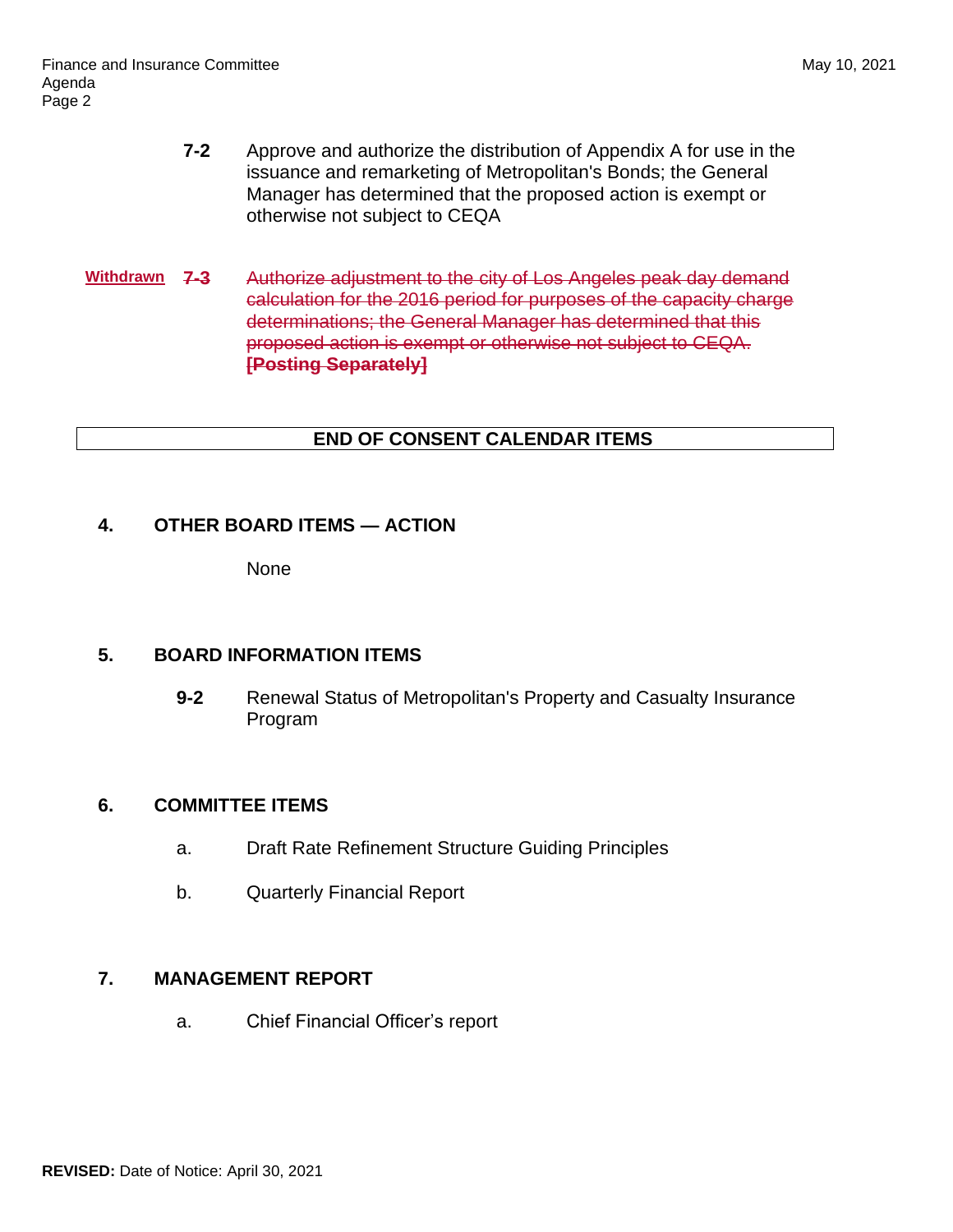**7-2** Approve and authorize the distribution of Appendix A for use in the issuance and remarketing of Metropolitan's Bonds; the General Manager has determined that the proposed action is exempt or otherwise not subject to CEQA

Withdrawn ~~**7-3** Authorize adjustment to the city of Los Angeles peak day demand calculation for the 2016 period for purposes of the capacity charge determinations; the General Manager has determined that this proposed action is exempt or otherwise not subject to CEQA. **[Posting Separately]**~~

**END OF CONSENT CALENDAR ITEMS**

## 4. OTHER BOARD ITEMS — ACTION

None

## 5. BOARD INFORMATION ITEMS

**9-2** Renewal Status of Metropolitan's Property and Casualty Insurance Program

## 6. COMMITTEE ITEMS

a. Draft Rate Refinement Structure Guiding Principles

b. Quarterly Financial Report

## 7. MANAGEMENT REPORT

a. Chief Financial Officer's report

**REVISED:** Date of Notice: April 30, 2021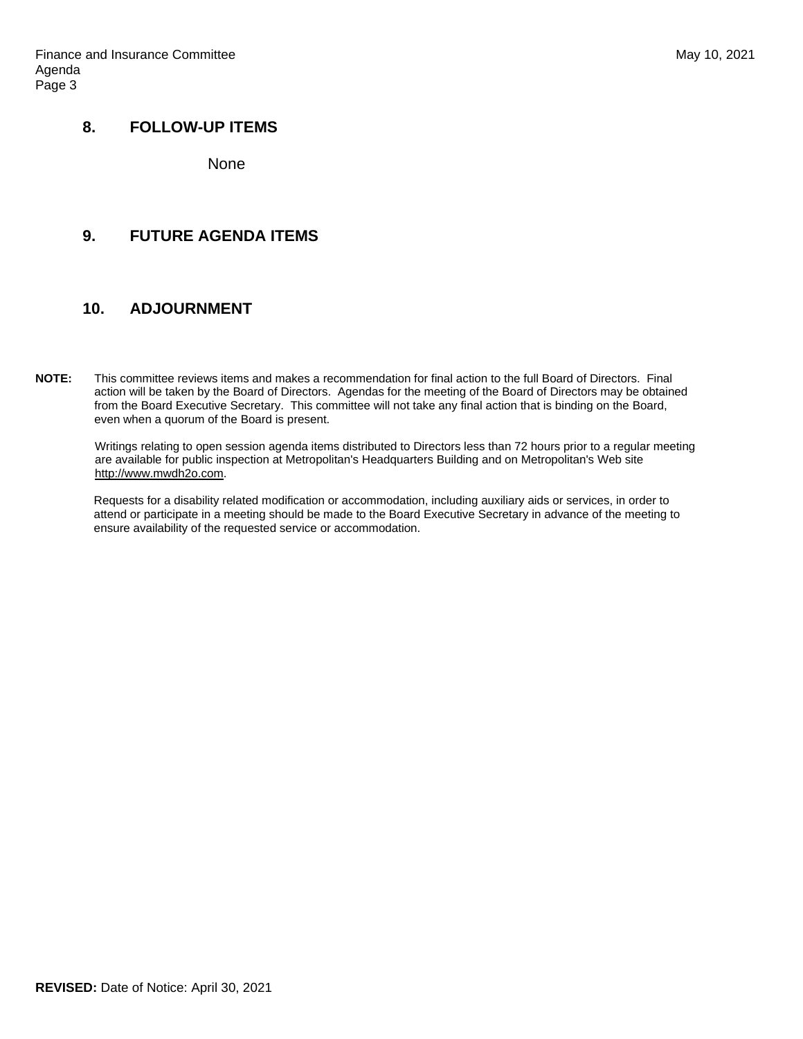## 8. FOLLOW-UP ITEMS

None

## 9. FUTURE AGENDA ITEMS

## 10. ADJOURNMENT

**NOTE:** This committee reviews items and makes a recommendation for final action to the full Board of Directors. Final action will be taken by the Board of Directors. Agendas for the meeting of the Board of Directors may be obtained from the Board Executive Secretary. This committee will not take any final action that is binding on the Board, even when a quorum of the Board is present.

Writings relating to open session agenda items distributed to Directors less than 72 hours prior to a regular meeting are available for public inspection at Metropolitan's Headquarters Building and on Metropolitan's Web site http://www.mwdh2o.com.

Requests for a disability related modification or accommodation, including auxiliary aids or services, in order to attend or participate in a meeting should be made to the Board Executive Secretary in advance of the meeting to ensure availability of the requested service or accommodation.

**REVISED:** Date of Notice: April 30, 2021